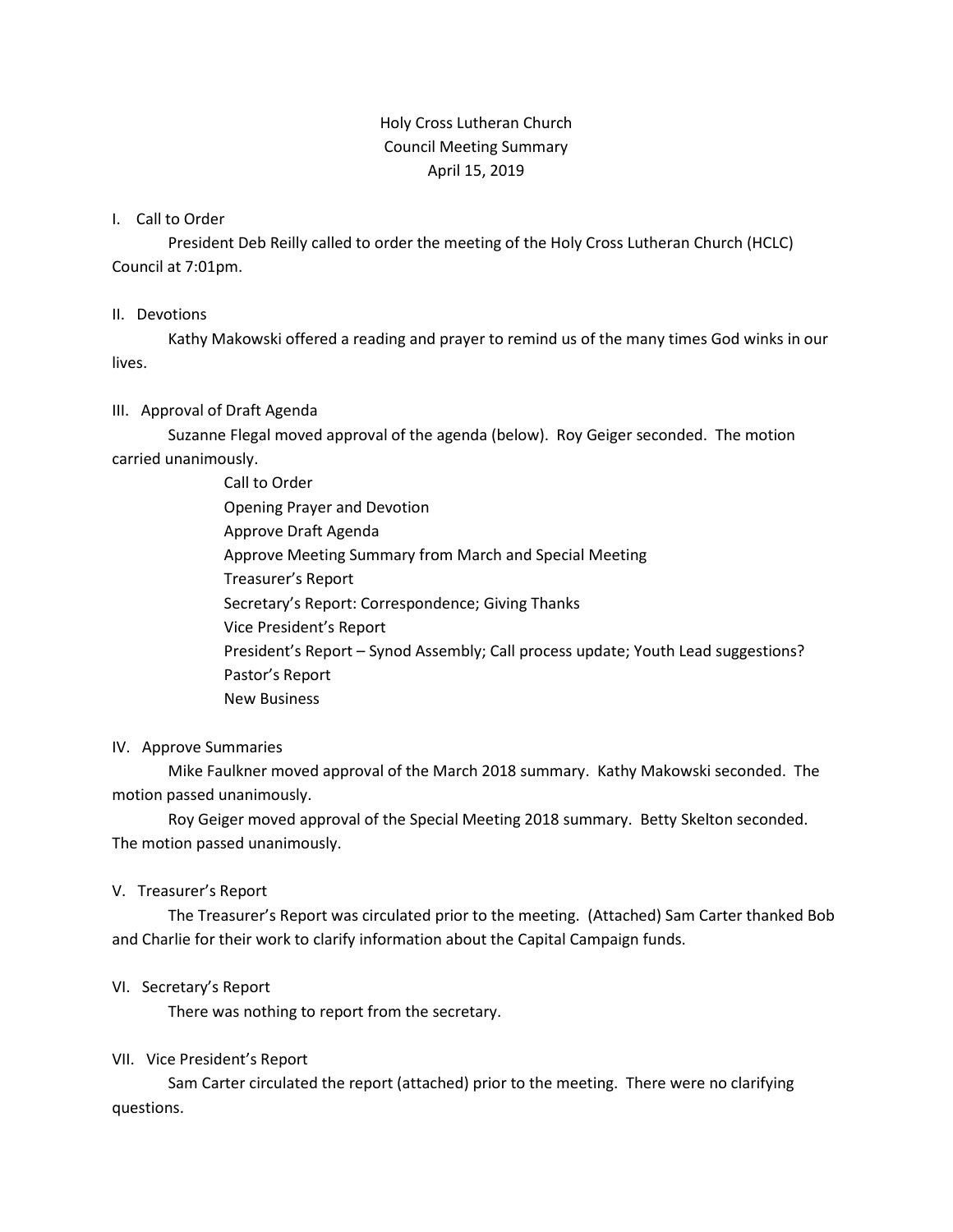Holy Cross Lutheran Church
Council Meeting Summary
April 15, 2019

I. Call to Order

President Deb Reilly called to order the meeting of the Holy Cross Lutheran Church (HCLC) Council at 7:01pm.

II. Devotions

Kathy Makowski offered a reading and prayer to remind us of the many times God winks in our lives.

III. Approval of Draft Agenda

Suzanne Flegal moved approval of the agenda (below). Roy Geiger seconded. The motion carried unanimously.

- Call to Order
- Opening Prayer and Devotion
- Approve Draft Agenda
- Approve Meeting Summary from March and Special Meeting
- Treasurer's Report
- Secretary's Report: Correspondence; Giving Thanks
- Vice President's Report
- President's Report – Synod Assembly; Call process update; Youth Lead suggestions?
- Pastor's Report
- New Business

IV. Approve Summaries

Mike Faulkner moved approval of the March 2018 summary. Kathy Makowski seconded. The motion passed unanimously.

Roy Geiger moved approval of the Special Meeting 2018 summary. Betty Skelton seconded. The motion passed unanimously.

V. Treasurer's Report

The Treasurer's Report was circulated prior to the meeting. (Attached) Sam Carter thanked Bob and Charlie for their work to clarify information about the Capital Campaign funds.

VI. Secretary's Report

There was nothing to report from the secretary.

VII. Vice President's Report

Sam Carter circulated the report (attached) prior to the meeting. There were no clarifying questions.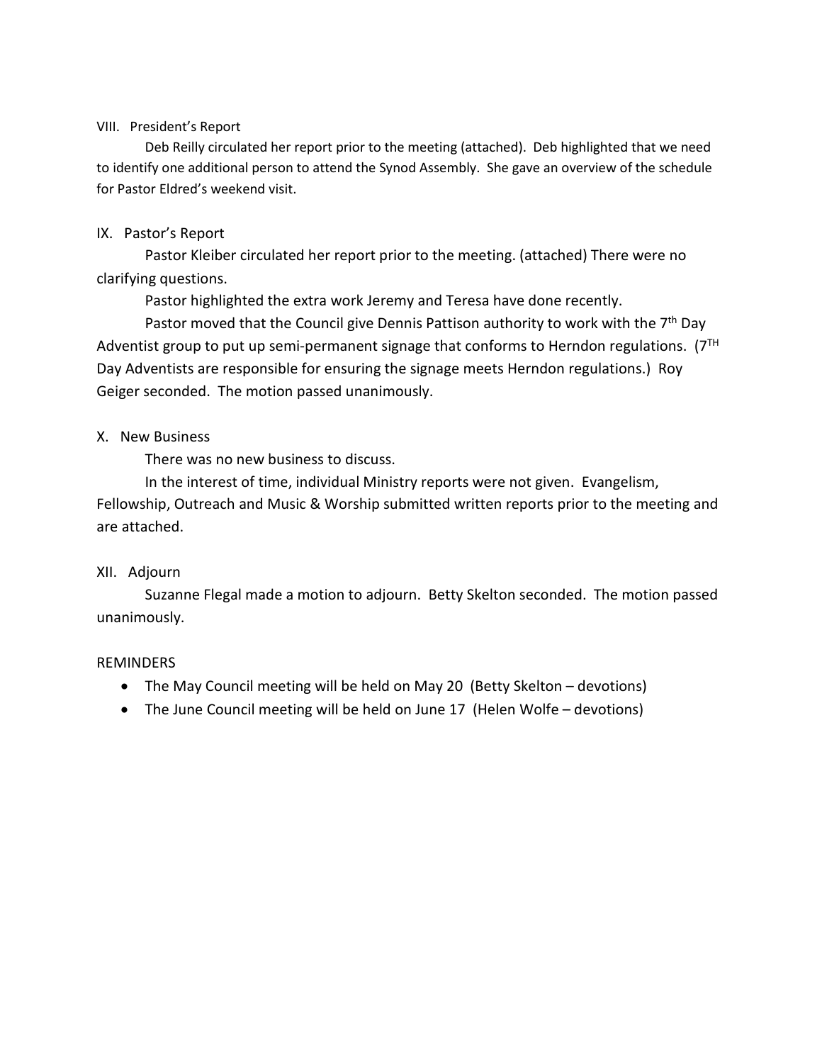VIII. President's Report

Deb Reilly circulated her report prior to the meeting (attached). Deb highlighted that we need to identify one additional person to attend the Synod Assembly. She gave an overview of the schedule for Pastor Eldred's weekend visit.

IX. Pastor's Report

Pastor Kleiber circulated her report prior to the meeting. (attached) There were no clarifying questions.

Pastor highlighted the extra work Jeremy and Teresa have done recently.

Pastor moved that the Council give Dennis Pattison authority to work with the 7th Day Adventist group to put up semi-permanent signage that conforms to Herndon regulations. (7TH Day Adventists are responsible for ensuring the signage meets Herndon regulations.) Roy Geiger seconded. The motion passed unanimously.

X. New Business

There was no new business to discuss.

In the interest of time, individual Ministry reports were not given. Evangelism, Fellowship, Outreach and Music & Worship submitted written reports prior to the meeting and are attached.

XII. Adjourn

Suzanne Flegal made a motion to adjourn. Betty Skelton seconded. The motion passed unanimously.

REMINDERS

- The May Council meeting will be held on May 20 (Betty Skelton – devotions)
- The June Council meeting will be held on June 17 (Helen Wolfe – devotions)